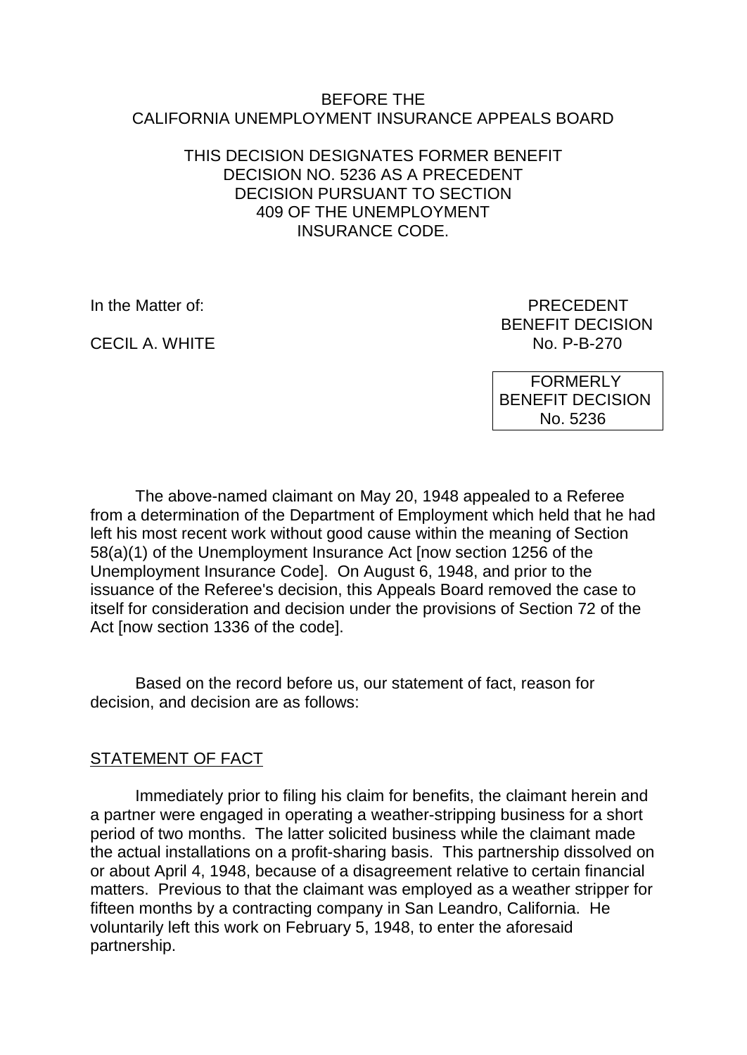BEFORE THE
CALIFORNIA UNEMPLOYMENT INSURANCE APPEALS BOARD

THIS DECISION DESIGNATES FORMER BENEFIT DECISION NO. 5236 AS A PRECEDENT DECISION PURSUANT TO SECTION 409 OF THE UNEMPLOYMENT INSURANCE CODE.

In the Matter of:

CECIL A. WHITE

PRECEDENT
BENEFIT DECISION
No. P-B-270

FORMERLY
BENEFIT DECISION
No. 5236

The above-named claimant on May 20, 1948 appealed to a Referee from a determination of the Department of Employment which held that he had left his most recent work without good cause within the meaning of Section 58(a)(1) of the Unemployment Insurance Act [now section 1256 of the Unemployment Insurance Code]. On August 6, 1948, and prior to the issuance of the Referee's decision, this Appeals Board removed the case to itself for consideration and decision under the provisions of Section 72 of the Act [now section 1336 of the code].

Based on the record before us, our statement of fact, reason for decision, and decision are as follows:

## STATEMENT OF FACT

Immediately prior to filing his claim for benefits, the claimant herein and a partner were engaged in operating a weather-stripping business for a short period of two months. The latter solicited business while the claimant made the actual installations on a profit-sharing basis. This partnership dissolved on or about April 4, 1948, because of a disagreement relative to certain financial matters. Previous to that the claimant was employed as a weather stripper for fifteen months by a contracting company in San Leandro, California. He voluntarily left this work on February 5, 1948, to enter the aforesaid partnership.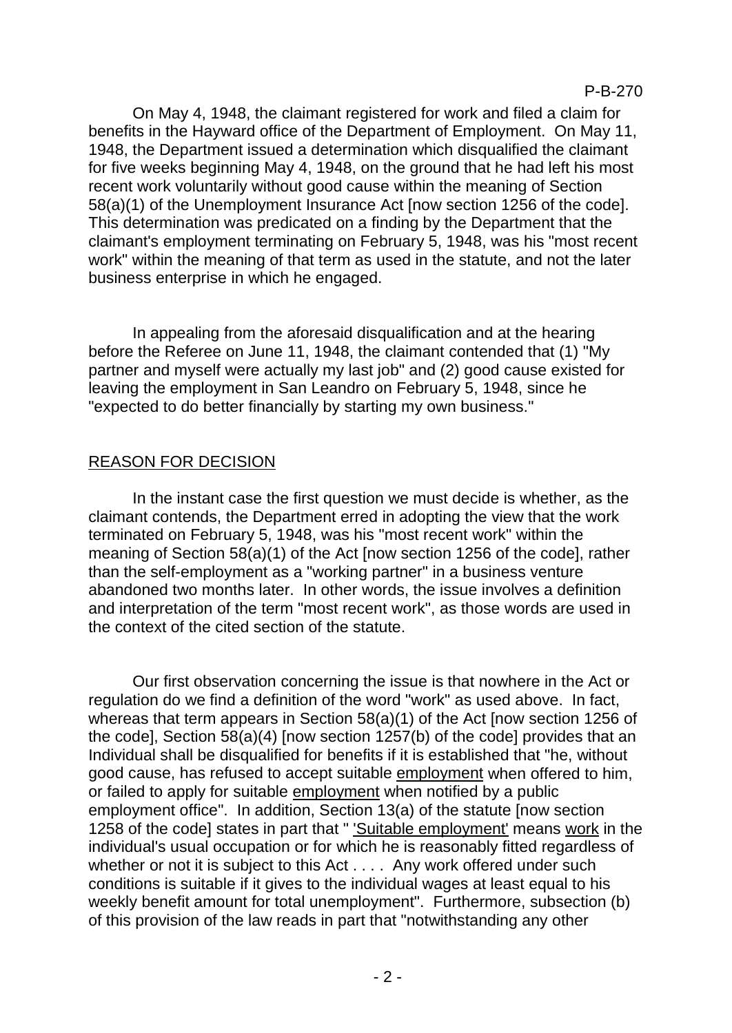On May 4, 1948, the claimant registered for work and filed a claim for benefits in the Hayward office of the Department of Employment. On May 11, 1948, the Department issued a determination which disqualified the claimant for five weeks beginning May 4, 1948, on the ground that he had left his most recent work voluntarily without good cause within the meaning of Section 58(a)(1) of the Unemployment Insurance Act [now section 1256 of the code]. This determination was predicated on a finding by the Department that the claimant's employment terminating on February 5, 1948, was his "most recent work" within the meaning of that term as used in the statute, and not the later business enterprise in which he engaged.

In appealing from the aforesaid disqualification and at the hearing before the Referee on June 11, 1948, the claimant contended that (1) "My partner and myself were actually my last job" and (2) good cause existed for leaving the employment in San Leandro on February 5, 1948, since he "expected to do better financially by starting my own business."

## REASON FOR DECISION

In the instant case the first question we must decide is whether, as the claimant contends, the Department erred in adopting the view that the work terminated on February 5, 1948, was his "most recent work" within the meaning of Section 58(a)(1) of the Act [now section 1256 of the code], rather than the self-employment as a "working partner" in a business venture abandoned two months later. In other words, the issue involves a definition and interpretation of the term "most recent work", as those words are used in the context of the cited section of the statute.

Our first observation concerning the issue is that nowhere in the Act or regulation do we find a definition of the word "work" as used above. In fact, whereas that term appears in Section 58(a)(1) of the Act [now section 1256 of the code], Section 58(a)(4) [now section 1257(b) of the code] provides that an Individual shall be disqualified for benefits if it is established that "he, without good cause, has refused to accept suitable employment when offered to him, or failed to apply for suitable employment when notified by a public employment office". In addition, Section 13(a) of the statute [now section 1258 of the code] states in part that " 'Suitable employment' means work in the individual's usual occupation or for which he is reasonably fitted regardless of whether or not it is subject to this Act . . . . Any work offered under such conditions is suitable if it gives to the individual wages at least equal to his weekly benefit amount for total unemployment". Furthermore, subsection (b) of this provision of the law reads in part that "notwithstanding any other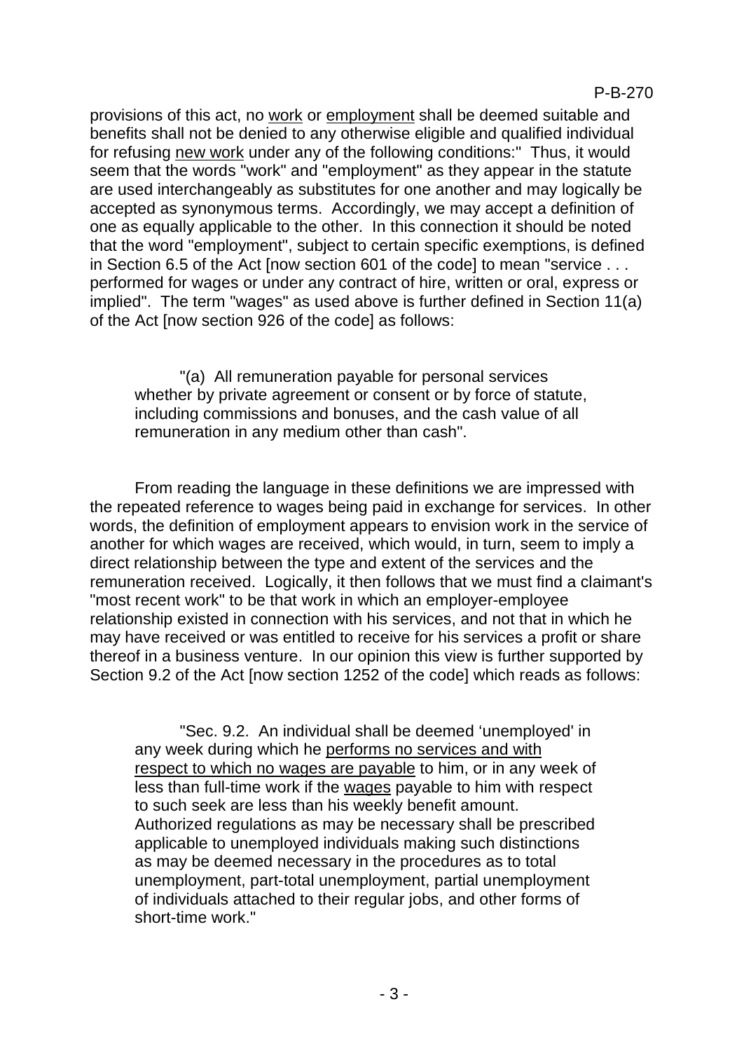provisions of this act, no <u>work</u> or <u>employment</u> shall be deemed suitable and benefits shall not be denied to any otherwise eligible and qualified individual for refusing <u>new work</u> under any of the following conditions:" Thus, it would seem that the words "work" and "employment" as they appear in the statute are used interchangeably as substitutes for one another and may logically be accepted as synonymous terms. Accordingly, we may accept a definition of one as equally applicable to the other. In this connection it should be noted that the word "employment", subject to certain specific exemptions, is defined in Section 6.5 of the Act [now section 601 of the code] to mean "service . . . performed for wages or under any contract of hire, written or oral, express or implied". The term "wages" as used above is further defined in Section 11(a) of the Act [now section 926 of the code] as follows:

> "(a) All remuneration payable for personal services whether by private agreement or consent or by force of statute, including commissions and bonuses, and the cash value of all remuneration in any medium other than cash".

From reading the language in these definitions we are impressed with the repeated reference to wages being paid in exchange for services. In other words, the definition of employment appears to envision work in the service of another for which wages are received, which would, in turn, seem to imply a direct relationship between the type and extent of the services and the remuneration received. Logically, it then follows that we must find a claimant's "most recent work" to be that work in which an employer-employee relationship existed in connection with his services, and not that in which he may have received or was entitled to receive for his services a profit or share thereof in a business venture. In our opinion this view is further supported by Section 9.2 of the Act [now section 1252 of the code] which reads as follows:

> "Sec. 9.2. An individual shall be deemed 'unemployed' in any week during which he <u>performs no services and with respect to which no wages are payable</u> to him, or in any week of less than full-time work if the <u>wages</u> payable to him with respect to such seek are less than his weekly benefit amount. Authorized regulations as may be necessary shall be prescribed applicable to unemployed individuals making such distinctions as may be deemed necessary in the procedures as to total unemployment, part-total unemployment, partial unemployment of individuals attached to their regular jobs, and other forms of short-time work."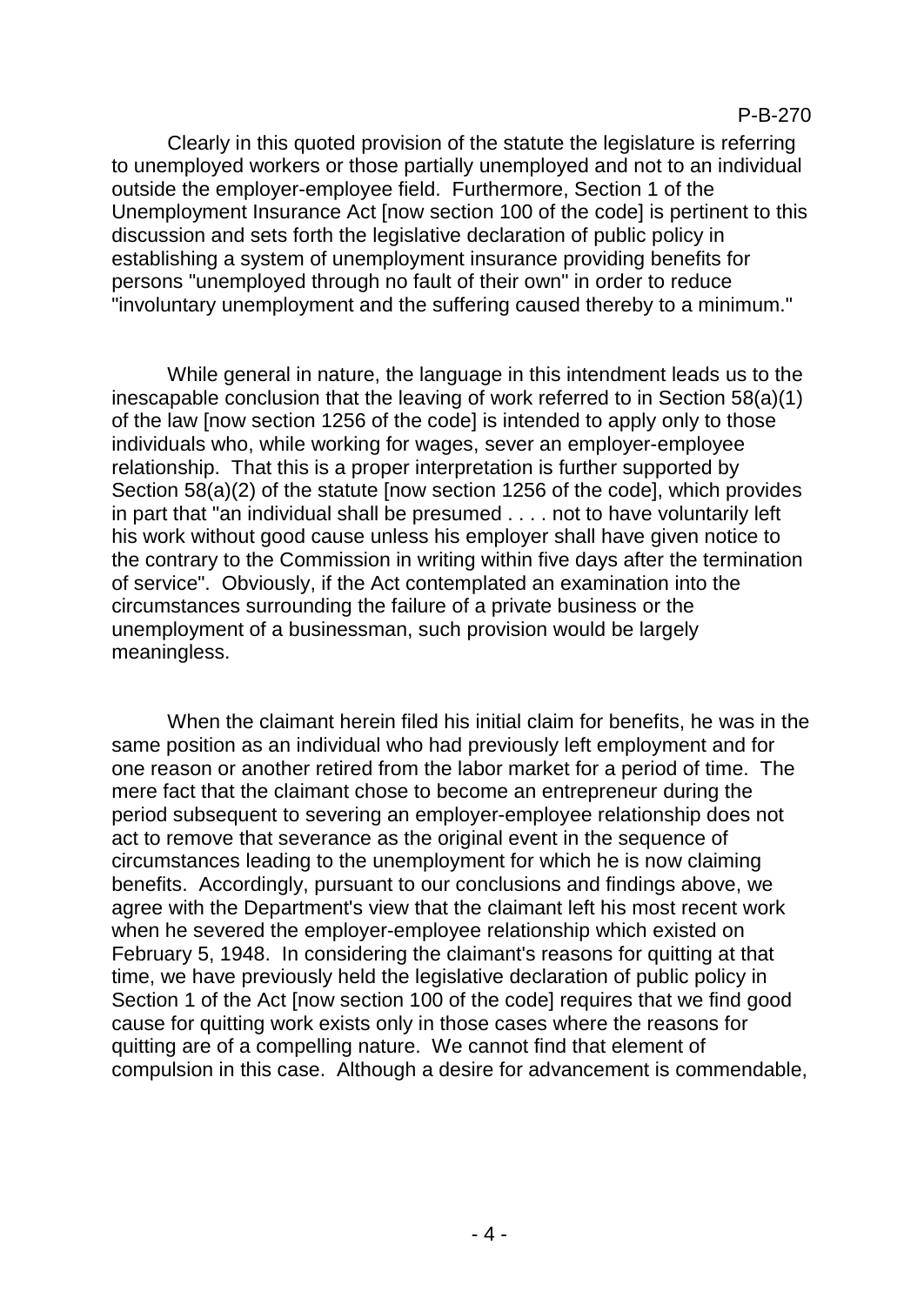Clearly in this quoted provision of the statute the legislature is referring to unemployed workers or those partially unemployed and not to an individual outside the employer-employee field. Furthermore, Section 1 of the Unemployment Insurance Act [now section 100 of the code] is pertinent to this discussion and sets forth the legislative declaration of public policy in establishing a system of unemployment insurance providing benefits for persons "unemployed through no fault of their own" in order to reduce "involuntary unemployment and the suffering caused thereby to a minimum."

While general in nature, the language in this intendment leads us to the inescapable conclusion that the leaving of work referred to in Section 58(a)(1) of the law [now section 1256 of the code] is intended to apply only to those individuals who, while working for wages, sever an employer-employee relationship. That this is a proper interpretation is further supported by Section 58(a)(2) of the statute [now section 1256 of the code], which provides in part that "an individual shall be presumed . . . . not to have voluntarily left his work without good cause unless his employer shall have given notice to the contrary to the Commission in writing within five days after the termination of service". Obviously, if the Act contemplated an examination into the circumstances surrounding the failure of a private business or the unemployment of a businessman, such provision would be largely meaningless.

When the claimant herein filed his initial claim for benefits, he was in the same position as an individual who had previously left employment and for one reason or another retired from the labor market for a period of time. The mere fact that the claimant chose to become an entrepreneur during the period subsequent to severing an employer-employee relationship does not act to remove that severance as the original event in the sequence of circumstances leading to the unemployment for which he is now claiming benefits. Accordingly, pursuant to our conclusions and findings above, we agree with the Department's view that the claimant left his most recent work when he severed the employer-employee relationship which existed on February 5, 1948. In considering the claimant's reasons for quitting at that time, we have previously held the legislative declaration of public policy in Section 1 of the Act [now section 100 of the code] requires that we find good cause for quitting work exists only in those cases where the reasons for quitting are of a compelling nature. We cannot find that element of compulsion in this case. Although a desire for advancement is commendable,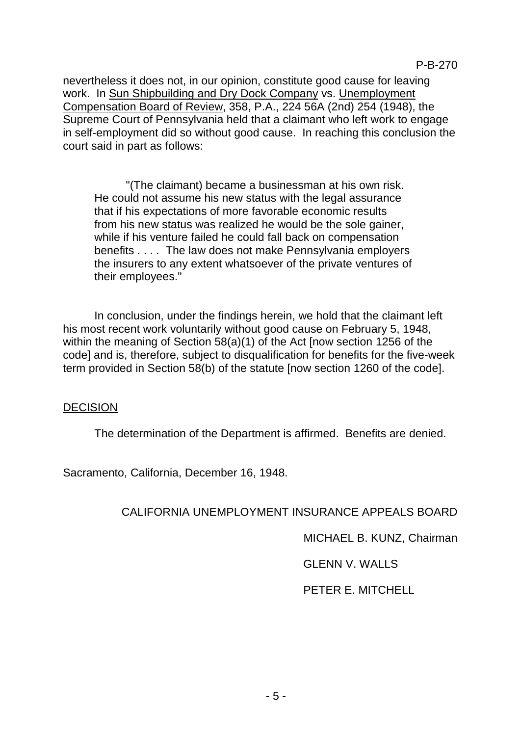nevertheless it does not, in our opinion, constitute good cause for leaving work. In Sun Shipbuilding and Dry Dock Company vs. Unemployment Compensation Board of Review, 358, P.A., 224 56A (2nd) 254 (1948), the Supreme Court of Pennsylvania held that a claimant who left work to engage in self-employment did so without good cause. In reaching this conclusion the court said in part as follows:

> "(The claimant) became a businessman at his own risk. He could not assume his new status with the legal assurance that if his expectations of more favorable economic results from his new status was realized he would be the sole gainer, while if his venture failed he could fall back on compensation benefits . . . . The law does not make Pennsylvania employers the insurers to any extent whatsoever of the private ventures of their employees."

In conclusion, under the findings herein, we hold that the claimant left his most recent work voluntarily without good cause on February 5, 1948, within the meaning of Section 58(a)(1) of the Act [now section 1256 of the code] and is, therefore, subject to disqualification for benefits for the five-week term provided in Section 58(b) of the statute [now section 1260 of the code].

## DECISION

The determination of the Department is affirmed. Benefits are denied.

Sacramento, California, December 16, 1948.

CALIFORNIA UNEMPLOYMENT INSURANCE APPEALS BOARD

MICHAEL B. KUNZ, Chairman

GLENN V. WALLS

PETER E. MITCHELL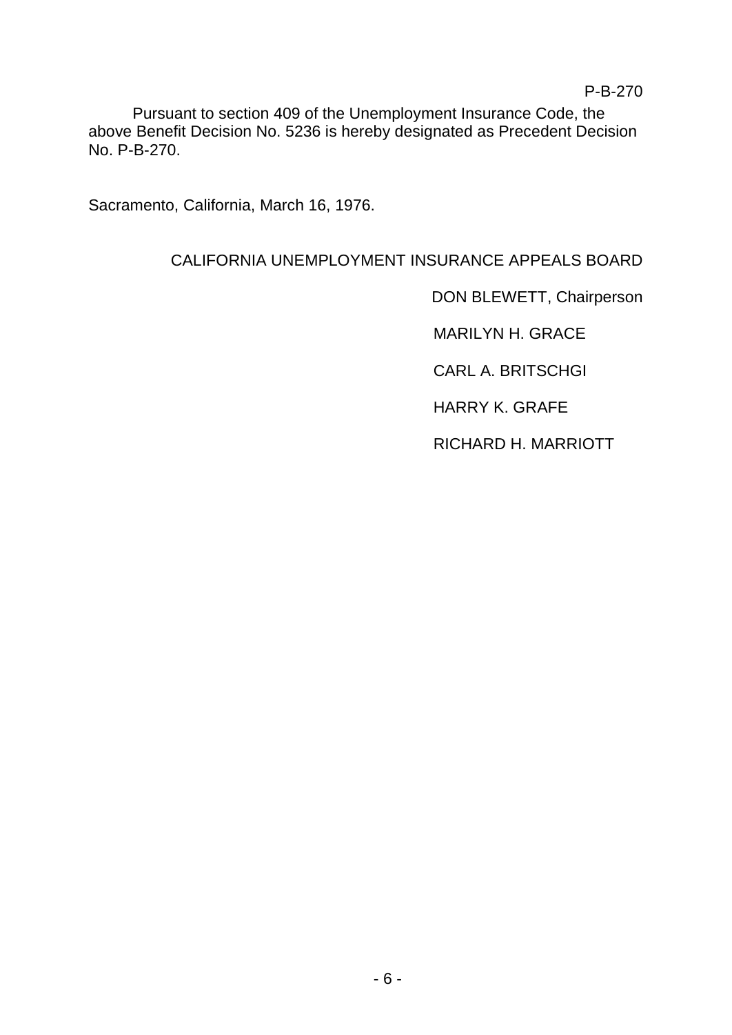P-B-270

Pursuant to section 409 of the Unemployment Insurance Code, the above Benefit Decision No. 5236 is hereby designated as Precedent Decision No. P-B-270.

Sacramento, California, March 16, 1976.

CALIFORNIA UNEMPLOYMENT INSURANCE APPEALS BOARD

DON BLEWETT, Chairperson

MARILYN H. GRACE

CARL A. BRITSCHGI

HARRY K. GRAFE

RICHARD H. MARRIOTT